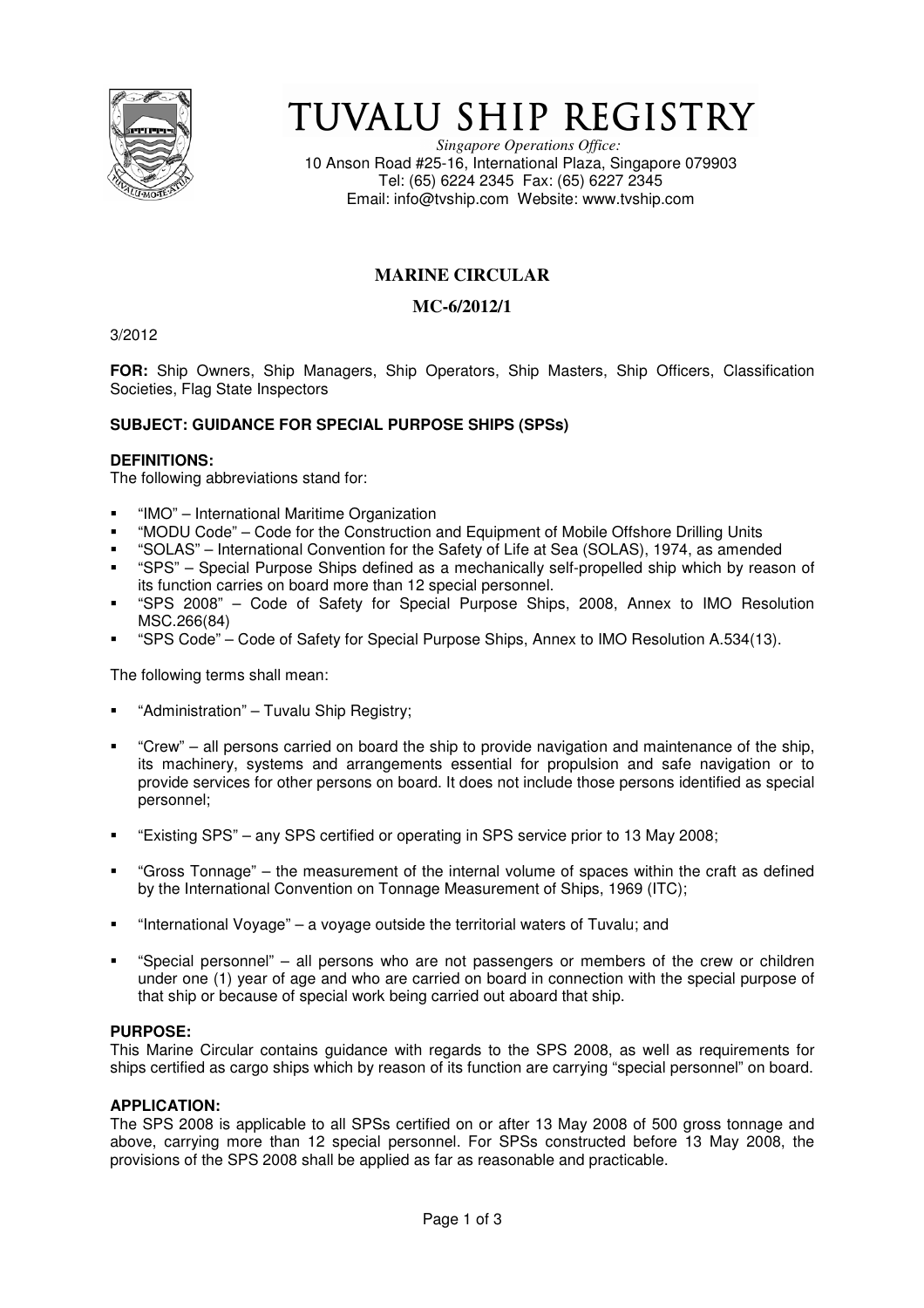# TUVALU SHIP REGISTRY

*Singapore Operations Office:*
10 Anson Road #25-16, International Plaza, Singapore 079903
Tel: (65) 6224 2345 Fax: (65) 6227 2345
Email: info@tvship.com Website: www.tvship.com

## MARINE CIRCULAR

## MC-6/2012/1

3/2012

**FOR:** Ship Owners, Ship Managers, Ship Operators, Ship Masters, Ship Officers, Classification Societies, Flag State Inspectors

**SUBJECT: GUIDANCE FOR SPECIAL PURPOSE SHIPS (SPSs)**

**DEFINITIONS:**
The following abbreviations stand for:

- "IMO" – International Maritime Organization
- "MODU Code" – Code for the Construction and Equipment of Mobile Offshore Drilling Units
- "SOLAS" – International Convention for the Safety of Life at Sea (SOLAS), 1974, as amended
- "SPS" – Special Purpose Ships defined as a mechanically self-propelled ship which by reason of its function carries on board more than 12 special personnel.
- "SPS 2008" – Code of Safety for Special Purpose Ships, 2008, Annex to IMO Resolution MSC.266(84)
- "SPS Code" – Code of Safety for Special Purpose Ships, Annex to IMO Resolution A.534(13).

The following terms shall mean:

- "Administration" – Tuvalu Ship Registry;
- "Crew" – all persons carried on board the ship to provide navigation and maintenance of the ship, its machinery, systems and arrangements essential for propulsion and safe navigation or to provide services for other persons on board. It does not include those persons identified as special personnel;
- "Existing SPS" – any SPS certified or operating in SPS service prior to 13 May 2008;
- "Gross Tonnage" – the measurement of the internal volume of spaces within the craft as defined by the International Convention on Tonnage Measurement of Ships, 1969 (ITC);
- "International Voyage" – a voyage outside the territorial waters of Tuvalu; and
- "Special personnel" – all persons who are not passengers or members of the crew or children under one (1) year of age and who are carried on board in connection with the special purpose of that ship or because of special work being carried out aboard that ship.

**PURPOSE:**
This Marine Circular contains guidance with regards to the SPS 2008, as well as requirements for ships certified as cargo ships which by reason of its function are carrying "special personnel" on board.

**APPLICATION:**
The SPS 2008 is applicable to all SPSs certified on or after 13 May 2008 of 500 gross tonnage and above, carrying more than 12 special personnel. For SPSs constructed before 13 May 2008, the provisions of the SPS 2008 shall be applied as far as reasonable and practicable.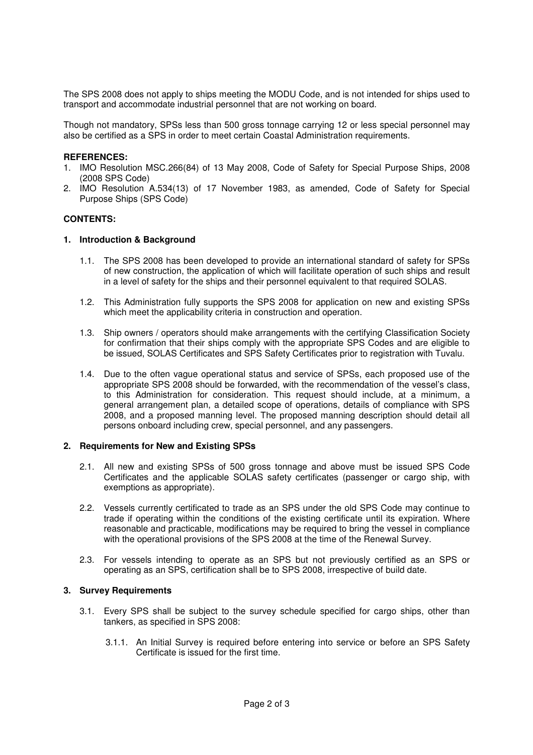The SPS 2008 does not apply to ships meeting the MODU Code, and is not intended for ships used to transport and accommodate industrial personnel that are not working on board.

Though not mandatory, SPSs less than 500 gross tonnage carrying 12 or less special personnel may also be certified as a SPS in order to meet certain Coastal Administration requirements.

**REFERENCES:**

1. IMO Resolution MSC.266(84) of 13 May 2008, Code of Safety for Special Purpose Ships, 2008 (2008 SPS Code)
2. IMO Resolution A.534(13) of 17 November 1983, as amended, Code of Safety for Special Purpose Ships (SPS Code)

**CONTENTS:**

**1. Introduction & Background**

1.1. The SPS 2008 has been developed to provide an international standard of safety for SPSs of new construction, the application of which will facilitate operation of such ships and result in a level of safety for the ships and their personnel equivalent to that required SOLAS.

1.2. This Administration fully supports the SPS 2008 for application on new and existing SPSs which meet the applicability criteria in construction and operation.

1.3. Ship owners / operators should make arrangements with the certifying Classification Society for confirmation that their ships comply with the appropriate SPS Codes and are eligible to be issued, SOLAS Certificates and SPS Safety Certificates prior to registration with Tuvalu.

1.4. Due to the often vague operational status and service of SPSs, each proposed use of the appropriate SPS 2008 should be forwarded, with the recommendation of the vessel's class, to this Administration for consideration. This request should include, at a minimum, a general arrangement plan, a detailed scope of operations, details of compliance with SPS 2008, and a proposed manning level. The proposed manning description should detail all persons onboard including crew, special personnel, and any passengers.

**2. Requirements for New and Existing SPSs**

2.1. All new and existing SPSs of 500 gross tonnage and above must be issued SPS Code Certificates and the applicable SOLAS safety certificates (passenger or cargo ship, with exemptions as appropriate).

2.2. Vessels currently certificated to trade as an SPS under the old SPS Code may continue to trade if operating within the conditions of the existing certificate until its expiration. Where reasonable and practicable, modifications may be required to bring the vessel in compliance with the operational provisions of the SPS 2008 at the time of the Renewal Survey.

2.3. For vessels intending to operate as an SPS but not previously certified as an SPS or operating as an SPS, certification shall be to SPS 2008, irrespective of build date.

**3. Survey Requirements**

3.1. Every SPS shall be subject to the survey schedule specified for cargo ships, other than tankers, as specified in SPS 2008:

3.1.1. An Initial Survey is required before entering into service or before an SPS Safety Certificate is issued for the first time.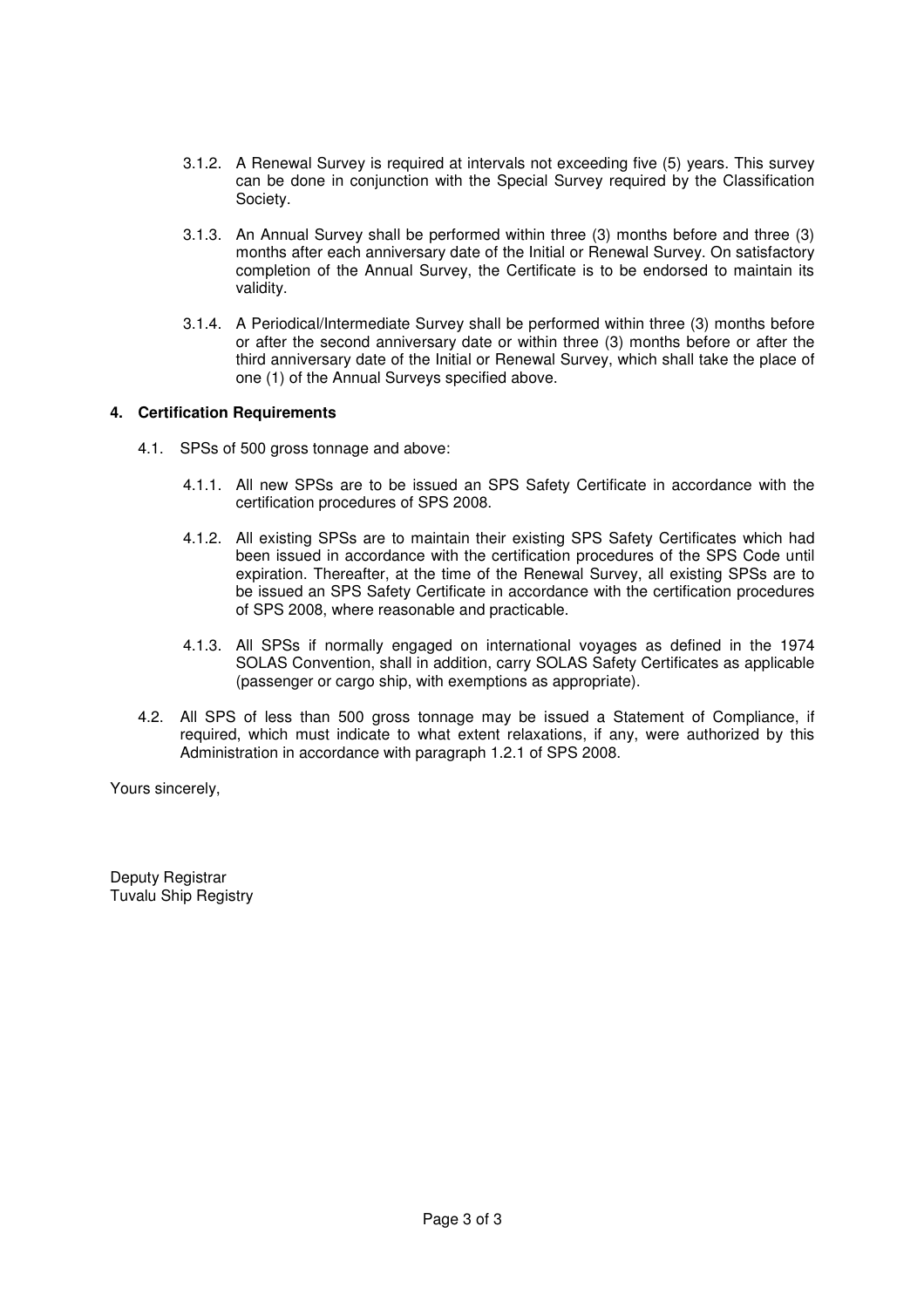3.1.2. A Renewal Survey is required at intervals not exceeding five (5) years. This survey can be done in conjunction with the Special Survey required by the Classification Society.

3.1.3. An Annual Survey shall be performed within three (3) months before and three (3) months after each anniversary date of the Initial or Renewal Survey. On satisfactory completion of the Annual Survey, the Certificate is to be endorsed to maintain its validity.

3.1.4. A Periodical/Intermediate Survey shall be performed within three (3) months before or after the second anniversary date or within three (3) months before or after the third anniversary date of the Initial or Renewal Survey, which shall take the place of one (1) of the Annual Surveys specified above.

**4. Certification Requirements**

4.1. SPSs of 500 gross tonnage and above:

4.1.1. All new SPSs are to be issued an SPS Safety Certificate in accordance with the certification procedures of SPS 2008.

4.1.2. All existing SPSs are to maintain their existing SPS Safety Certificates which had been issued in accordance with the certification procedures of the SPS Code until expiration. Thereafter, at the time of the Renewal Survey, all existing SPSs are to be issued an SPS Safety Certificate in accordance with the certification procedures of SPS 2008, where reasonable and practicable.

4.1.3. All SPSs if normally engaged on international voyages as defined in the 1974 SOLAS Convention, shall in addition, carry SOLAS Safety Certificates as applicable (passenger or cargo ship, with exemptions as appropriate).

4.2. All SPS of less than 500 gross tonnage may be issued a Statement of Compliance, if required, which must indicate to what extent relaxations, if any, were authorized by this Administration in accordance with paragraph 1.2.1 of SPS 2008.

Yours sincerely,

Deputy Registrar
Tuvalu Ship Registry